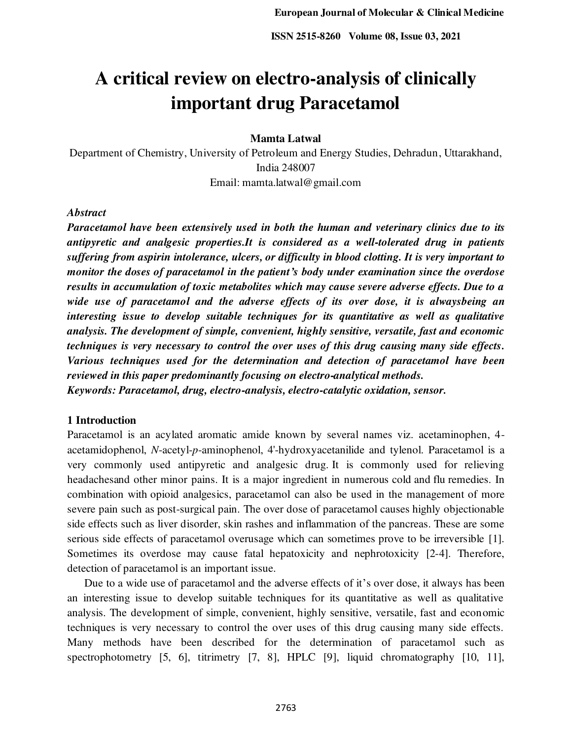# A critical review on electro-analysis of clinically important drug Paracetamol

**Mamta Latwal**

Department of Chemistry, University of Petroleum and Energy Studies, Dehradun, Uttarakhand, India 248007

Email: mamta.latwal@gmail.com

***Abstract***

***Paracetamol have been extensively used in both the human and veterinary clinics due to its antipyretic and analgesic properties.It is considered as a well-tolerated drug in patients suffering from aspirin intolerance, ulcers, or difficulty in blood clotting. It is very important to monitor the doses of paracetamol in the patient's body under examination since the overdose results in accumulation of toxic metabolites which may cause severe adverse effects. Due to a wide use of paracetamol and the adverse effects of its over dose, it is alwaysbeing an interesting issue to develop suitable techniques for its quantitative as well as qualitative analysis. The development of simple, convenient, highly sensitive, versatile, fast and economic techniques is very necessary to control the over uses of this drug causing many side effects. Various techniques used for the determination and detection of paracetamol have been reviewed in this paper predominantly focusing on electro-analytical methods.***

***Keywords: Paracetamol, drug, electro-analysis, electro-catalytic oxidation, sensor.***

## 1 Introduction

Paracetamol is an acylated aromatic amide known by several names viz. acetaminophen, 4-acetamidophenol, *N*-acetyl-*p*-aminophenol, 4'-hydroxyacetanilide and tylenol. Paracetamol is a very commonly used antipyretic and analgesic drug. It is commonly used for relieving headachesand other minor pains. It is a major ingredient in numerous cold and flu remedies. In combination with opioid analgesics, paracetamol can also be used in the management of more severe pain such as post-surgical pain. The over dose of paracetamol causes highly objectionable side effects such as liver disorder, skin rashes and inflammation of the pancreas. These are some serious side effects of paracetamol overusage which can sometimes prove to be irreversible [1]. Sometimes its overdose may cause fatal hepatoxicity and nephrotoxicity [2-4]. Therefore, detection of paracetamol is an important issue.

Due to a wide use of paracetamol and the adverse effects of it's over dose, it always has been an interesting issue to develop suitable techniques for its quantitative as well as qualitative analysis. The development of simple, convenient, highly sensitive, versatile, fast and economic techniques is very necessary to control the over uses of this drug causing many side effects. Many methods have been described for the determination of paracetamol such as spectrophotometry [5, 6], titrimetry [7, 8], HPLC [9], liquid chromatography [10, 11],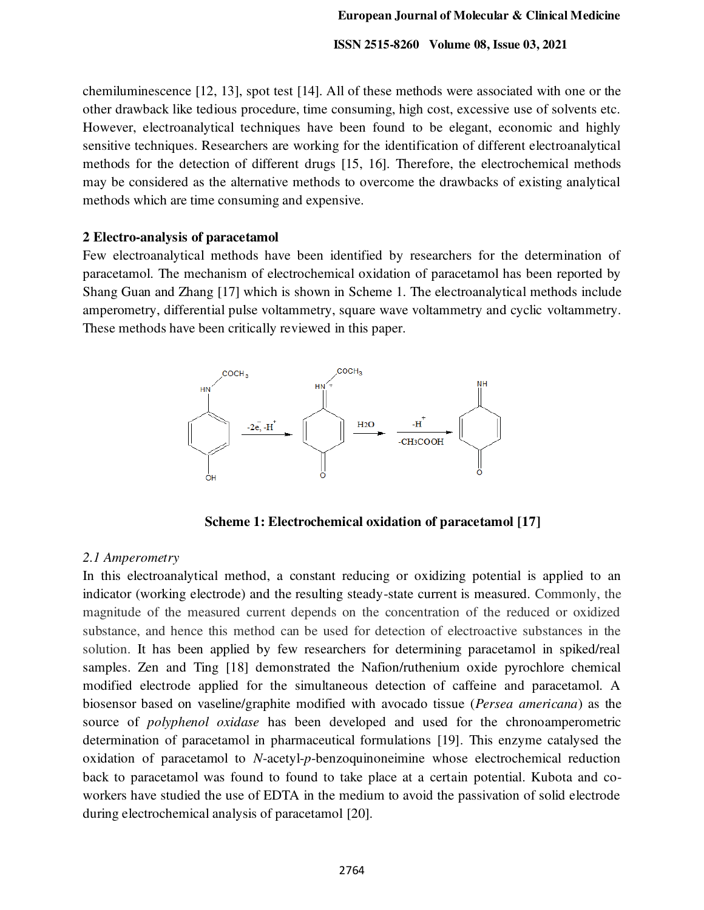chemiluminescence [12, 13], spot test [14]. All of these methods were associated with one or the other drawback like tedious procedure, time consuming, high cost, excessive use of solvents etc. However, electroanalytical techniques have been found to be elegant, economic and highly sensitive techniques. Researchers are working for the identification of different electroanalytical methods for the detection of different drugs [15, 16]. Therefore, the electrochemical methods may be considered as the alternative methods to overcome the drawbacks of existing analytical methods which are time consuming and expensive.

## 2 Electro-analysis of paracetamol

Few electroanalytical methods have been identified by researchers for the determination of paracetamol. The mechanism of electrochemical oxidation of paracetamol has been reported by Shang Guan and Zhang [17] which is shown in Scheme 1. The electroanalytical methods include amperometry, differential pulse voltammetry, square wave voltammetry and cyclic voltammetry. These methods have been critically reviewed in this paper.

**Scheme 1: Electrochemical oxidation of paracetamol [17]**

### *2.1 Amperometry*

In this electroanalytical method, a constant reducing or oxidizing potential is applied to an indicator (working electrode) and the resulting steady-state current is measured. Commonly, the magnitude of the measured current depends on the concentration of the reduced or oxidized substance, and hence this method can be used for detection of electroactive substances in the solution. It has been applied by few researchers for determining paracetamol in spiked/real samples. Zen and Ting [18] demonstrated the Nafion/ruthenium oxide pyrochlore chemical modified electrode applied for the simultaneous detection of caffeine and paracetamol. A biosensor based on vaseline/graphite modified with avocado tissue (*Persea americana*) as the source of *polyphenol oxidase* has been developed and used for the chronoamperometric determination of paracetamol in pharmaceutical formulations [19]. This enzyme catalysed the oxidation of paracetamol to *N*-acetyl-*p*-benzoquinoneimine whose electrochemical reduction back to paracetamol was found to found to take place at a certain potential. Kubota and co-workers have studied the use of EDTA in the medium to avoid the passivation of solid electrode during electrochemical analysis of paracetamol [20].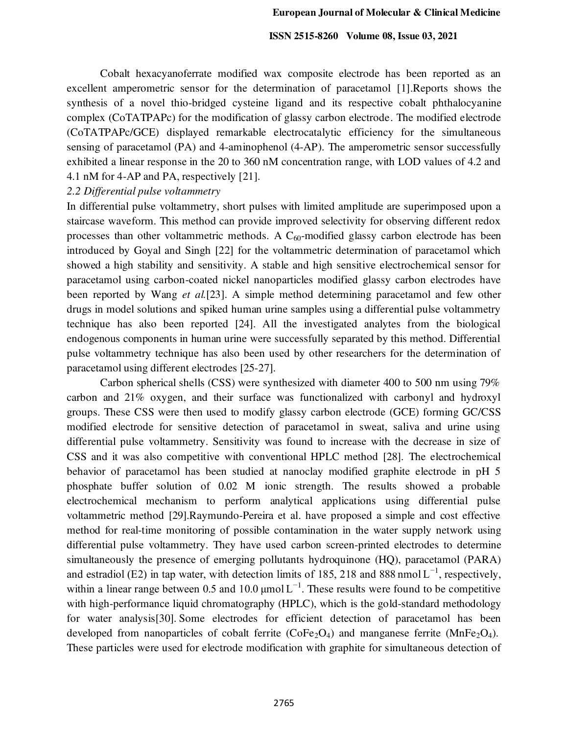Cobalt hexacyanoferrate modified wax composite electrode has been reported as an excellent amperometric sensor for the determination of paracetamol [1].Reports shows the synthesis of a novel thio-bridged cysteine ligand and its respective cobalt phthalocyanine complex (CoTATPAPc) for the modification of glassy carbon electrode. The modified electrode (CoTATPAPc/GCE) displayed remarkable electrocatalytic efficiency for the simultaneous sensing of paracetamol (PA) and 4-aminophenol (4-AP). The amperometric sensor successfully exhibited a linear response in the 20 to 360 nM concentration range, with LOD values of 4.2 and 4.1 nM for 4-AP and PA, respectively [21].

### *2.2 Differential pulse voltammetry*

In differential pulse voltammetry, short pulses with limited amplitude are superimposed upon a staircase waveform. This method can provide improved selectivity for observing different redox processes than other voltammetric methods. A $C_{60}$-modified glassy carbon electrode has been introduced by Goyal and Singh [22] for the voltammetric determination of paracetamol which showed a high stability and sensitivity. A stable and high sensitive electrochemical sensor for paracetamol using carbon-coated nickel nanoparticles modified glassy carbon electrodes have been reported by Wang *et al.*[23]. A simple method determining paracetamol and few other drugs in model solutions and spiked human urine samples using a differential pulse voltammetry technique has also been reported [24]. All the investigated analytes from the biological endogenous components in human urine were successfully separated by this method. Differential pulse voltammetry technique has also been used by other researchers for the determination of paracetamol using different electrodes [25-27].

Carbon spherical shells (CSS) were synthesized with diameter 400 to 500 nm using 79% carbon and 21% oxygen, and their surface was functionalized with carbonyl and hydroxyl groups. These CSS were then used to modify glassy carbon electrode (GCE) forming GC/CSS modified electrode for sensitive detection of paracetamol in sweat, saliva and urine using differential pulse voltammetry. Sensitivity was found to increase with the decrease in size of CSS and it was also competitive with conventional HPLC method [28]. The electrochemical behavior of paracetamol has been studied at nanoclay modified graphite electrode in pH 5 phosphate buffer solution of 0.02 M ionic strength. The results showed a probable electrochemical mechanism to perform analytical applications using differential pulse voltammetric method [29].Raymundo-Pereira et al. have proposed a simple and cost effective method for real-time monitoring of possible contamination in the water supply network using differential pulse voltammetry. They have used carbon screen-printed electrodes to determine simultaneously the presence of emerging pollutants hydroquinone (HQ), paracetamol (PARA) and estradiol (E2) in tap water, with detection limits of 185, 218 and 888 nmol $L^{-1}$, respectively, within a linear range between 0.5 and 10.0 μmol $L^{-1}$. These results were found to be competitive with high-performance liquid chromatography (HPLC), which is the gold-standard methodology for water analysis[30]. Some electrodes for efficient detection of paracetamol has been developed from nanoparticles of cobalt ferrite ($CoFe_2O_4$) and manganese ferrite ($MnFe_2O_4$). These particles were used for electrode modification with graphite for simultaneous detection of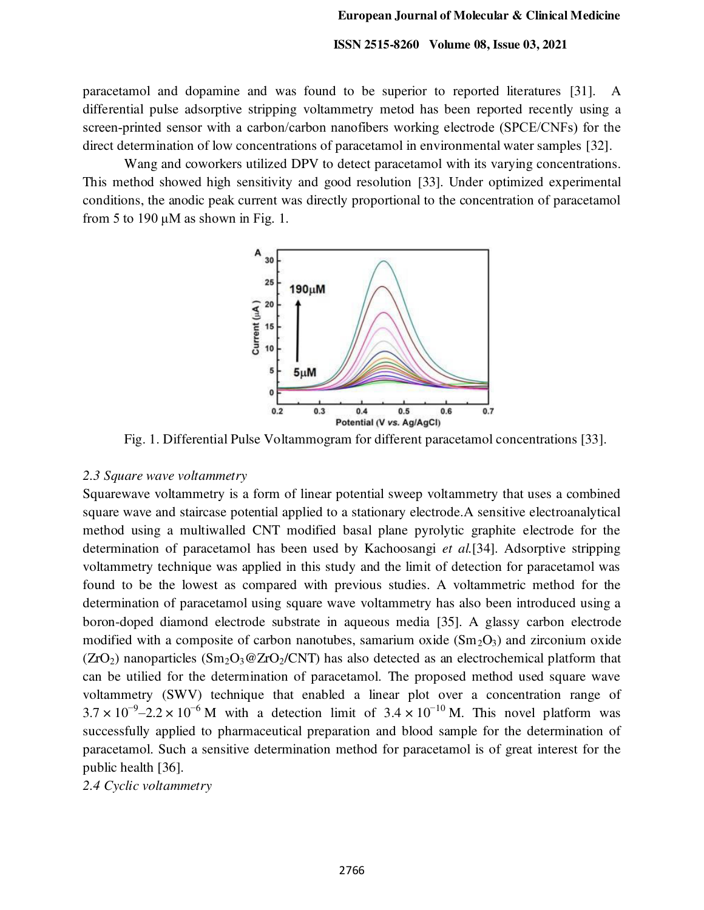paracetamol and dopamine and was found to be superior to reported literatures [31]. A differential pulse adsorptive stripping voltammetry metod has been reported recently using a screen-printed sensor with a carbon/carbon nanofibers working electrode (SPCE/CNFs) for the direct determination of low concentrations of paracetamol in environmental water samples [32].

Wang and coworkers utilized DPV to detect paracetamol with its varying concentrations. This method showed high sensitivity and good resolution [33]. Under optimized experimental conditions, the anodic peak current was directly proportional to the concentration of paracetamol from 5 to 190 μM as shown in Fig. 1.

Fig. 1. Differential Pulse Voltammogram for different paracetamol concentrations [33].

*2.3 Square wave voltammetry*

Squarewave voltammetry is a form of linear potential sweep voltammetry that uses a combined square wave and staircase potential applied to a stationary electrode.A sensitive electroanalytical method using a multiwalled CNT modified basal plane pyrolytic graphite electrode for the determination of paracetamol has been used by Kachoosangi *et al.*[34]. Adsorptive stripping voltammetry technique was applied in this study and the limit of detection for paracetamol was found to be the lowest as compared with previous studies. A voltammetric method for the determination of paracetamol using square wave voltammetry has also been introduced using a boron-doped diamond electrode substrate in aqueous media [35]. A glassy carbon electrode modified with a composite of carbon nanotubes, samarium oxide ($Sm_2O_3$) and zirconium oxide ($ZrO_2$) nanoparticles ($Sm_2O_3$@$ZrO_2$/CNT) has also detected as an electrochemical platform that can be utilied for the determination of paracetamol. The proposed method used square wave voltammetry (SWV) technique that enabled a linear plot over a concentration range of $3.7 \times 10^{-9}$–$2.2 \times 10^{-6}$ M with a detection limit of $3.4 \times 10^{-10}$ M. This novel platform was successfully applied to pharmaceutical preparation and blood sample for the determination of paracetamol. Such a sensitive determination method for paracetamol is of great interest for the public health [36].

*2.4 Cyclic voltammetry*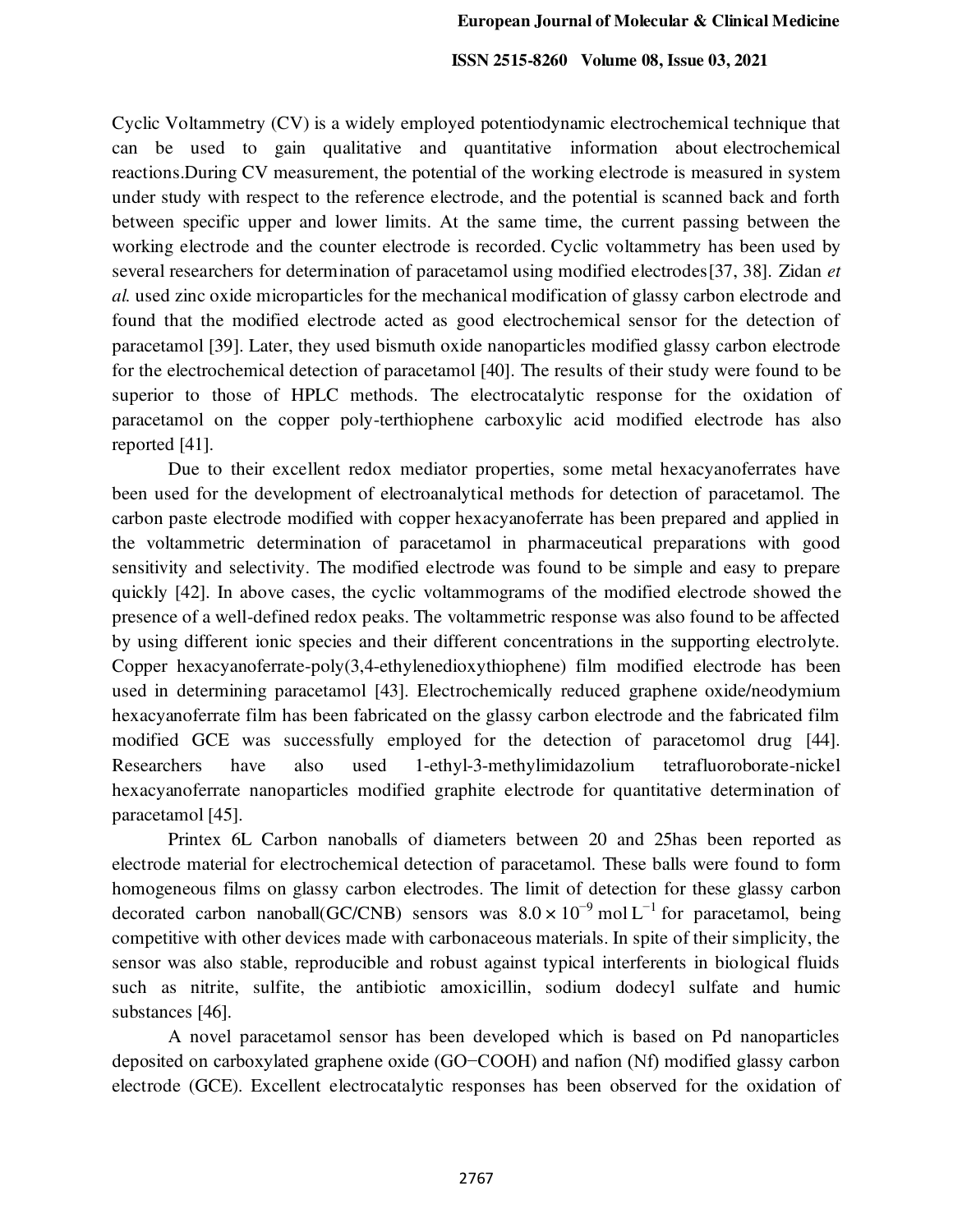Cyclic Voltammetry (CV) is a widely employed potentiodynamic electrochemical technique that can be used to gain qualitative and quantitative information about electrochemical reactions.During CV measurement, the potential of the working electrode is measured in system under study with respect to the reference electrode, and the potential is scanned back and forth between specific upper and lower limits. At the same time, the current passing between the working electrode and the counter electrode is recorded. Cyclic voltammetry has been used by several researchers for determination of paracetamol using modified electrodes[37, 38]. Zidan *et al.* used zinc oxide microparticles for the mechanical modification of glassy carbon electrode and found that the modified electrode acted as good electrochemical sensor for the detection of paracetamol [39]. Later, they used bismuth oxide nanoparticles modified glassy carbon electrode for the electrochemical detection of paracetamol [40]. The results of their study were found to be superior to those of HPLC methods. The electrocatalytic response for the oxidation of paracetamol on the copper poly-terthiophene carboxylic acid modified electrode has also reported [41].

Due to their excellent redox mediator properties, some metal hexacyanoferrates have been used for the development of electroanalytical methods for detection of paracetamol. The carbon paste electrode modified with copper hexacyanoferrate has been prepared and applied in the voltammetric determination of paracetamol in pharmaceutical preparations with good sensitivity and selectivity. The modified electrode was found to be simple and easy to prepare quickly [42]. In above cases, the cyclic voltammograms of the modified electrode showed the presence of a well-defined redox peaks. The voltammetric response was also found to be affected by using different ionic species and their different concentrations in the supporting electrolyte. Copper hexacyanoferrate-poly(3,4-ethylenedioxythiophene) film modified electrode has been used in determining paracetamol [43]. Electrochemically reduced graphene oxide/neodymium hexacyanoferrate film has been fabricated on the glassy carbon electrode and the fabricated film modified GCE was successfully employed for the detection of paracetomol drug [44]. Researchers have also used 1-ethyl-3-methylimidazolium tetrafluoroborate-nickel hexacyanoferrate nanoparticles modified graphite electrode for quantitative determination of paracetamol [45].

Printex 6L Carbon nanoballs of diameters between 20 and 25has been reported as electrode material for electrochemical detection of paracetamol. These balls were found to form homogeneous films on glassy carbon electrodes. The limit of detection for these glassy carbon decorated carbon nanoball(GC/CNB) sensors was $8.0 \times 10^{-9}$ mol L$^{-1}$ for paracetamol, being competitive with other devices made with carbonaceous materials. In spite of their simplicity, the sensor was also stable, reproducible and robust against typical interferents in biological fluids such as nitrite, sulfite, the antibiotic amoxicillin, sodium dodecyl sulfate and humic substances [46].

A novel paracetamol sensor has been developed which is based on Pd nanoparticles deposited on carboxylated graphene oxide (GO−COOH) and nafion (Nf) modified glassy carbon electrode (GCE). Excellent electrocatalytic responses has been observed for the oxidation of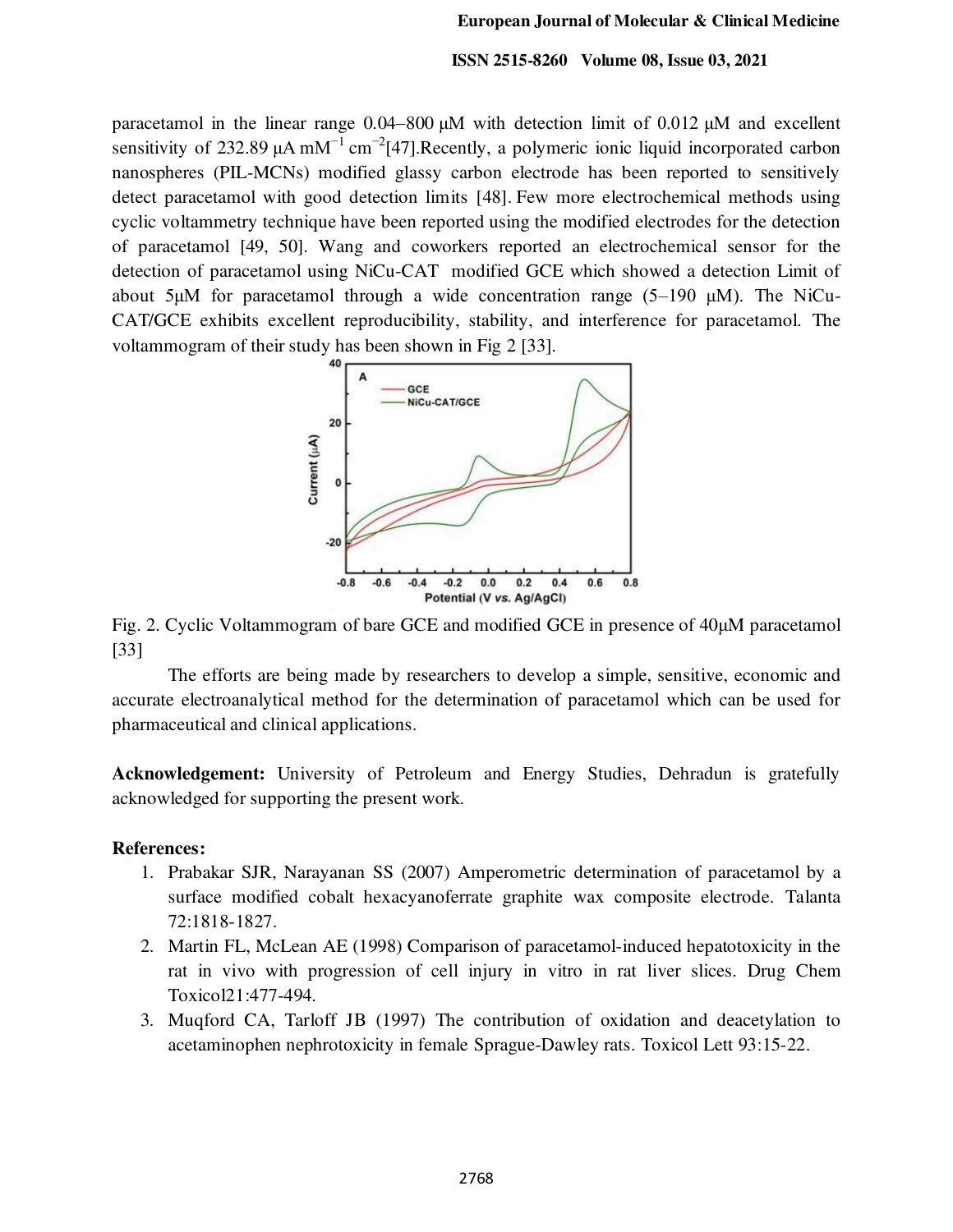paracetamol in the linear range 0.04–800 μM with detection limit of 0.012 μM and excellent sensitivity of 232.89 μA $mM^{-1}$ $cm^{-2}$[47].Recently, a polymeric ionic liquid incorporated carbon nanospheres (PIL-MCNs) modified glassy carbon electrode has been reported to sensitively detect paracetamol with good detection limits [48]. Few more electrochemical methods using cyclic voltammetry technique have been reported using the modified electrodes for the detection of paracetamol [49, 50]. Wang and coworkers reported an electrochemical sensor for the detection of paracetamol using NiCu-CAT modified GCE which showed a detection Limit of about 5μM for paracetamol through a wide concentration range (5–190 μM). The NiCu-CAT/GCE exhibits excellent reproducibility, stability, and interference for paracetamol. The voltammogram of their study has been shown in Fig 2 [33].

Fig. 2. Cyclic Voltammogram of bare GCE and modified GCE in presence of 40μM paracetamol [33]

The efforts are being made by researchers to develop a simple, sensitive, economic and accurate electroanalytical method for the determination of paracetamol which can be used for pharmaceutical and clinical applications.

**Acknowledgement:** University of Petroleum and Energy Studies, Dehradun is gratefully acknowledged for supporting the present work.

**References:**

1. Prabakar SJR, Narayanan SS (2007) Amperometric determination of paracetamol by a surface modified cobalt hexacyanoferrate graphite wax composite electrode. Talanta 72:1818-1827.
2. Martin FL, McLean AE (1998) Comparison of paracetamol-induced hepatotoxicity in the rat in vivo with progression of cell injury in vitro in rat liver slices. Drug Chem Toxicol21:477-494.
3. Muqford CA, Tarloff JB (1997) The contribution of oxidation and deacetylation to acetaminophen nephrotoxicity in female Sprague-Dawley rats. Toxicol Lett 93:15-22.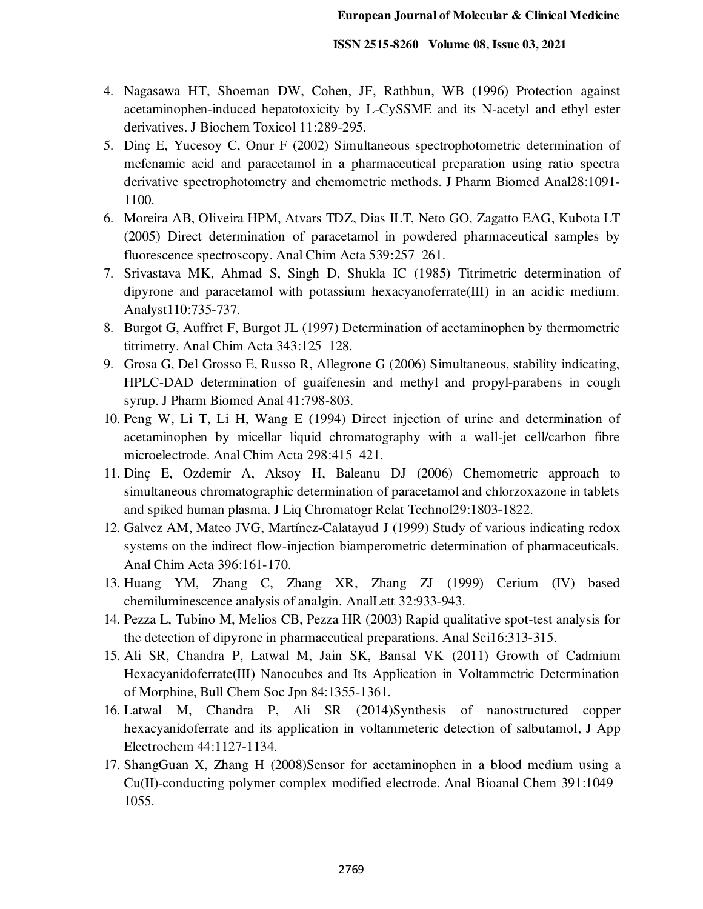4. Nagasawa HT, Shoeman DW, Cohen, JF, Rathbun, WB (1996) Protection against acetaminophen-induced hepatotoxicity by L-CySSME and its N-acetyl and ethyl ester derivatives. J Biochem Toxicol 11:289-295.
5. Dinç E, Yucesoy C, Onur F (2002) Simultaneous spectrophotometric determination of mefenamic acid and paracetamol in a pharmaceutical preparation using ratio spectra derivative spectrophotometry and chemometric methods. J Pharm Biomed Anal28:1091-1100.
6. Moreira AB, Oliveira HPM, Atvars TDZ, Dias ILT, Neto GO, Zagatto EAG, Kubota LT (2005) Direct determination of paracetamol in powdered pharmaceutical samples by fluorescence spectroscopy. Anal Chim Acta 539:257–261.
7. Srivastava MK, Ahmad S, Singh D, Shukla IC (1985) Titrimetric determination of dipyrone and paracetamol with potassium hexacyanoferrate(III) in an acidic medium. Analyst110:735-737.
8. Burgot G, Auffret F, Burgot JL (1997) Determination of acetaminophen by thermometric titrimetry. Anal Chim Acta 343:125–128.
9. Grosa G, Del Grosso E, Russo R, Allegrone G (2006) Simultaneous, stability indicating, HPLC-DAD determination of guaifenesin and methyl and propyl-parabens in cough syrup. J Pharm Biomed Anal 41:798-803.
10. Peng W, Li T, Li H, Wang E (1994) Direct injection of urine and determination of acetaminophen by micellar liquid chromatography with a wall-jet cell/carbon fibre microelectrode. Anal Chim Acta 298:415–421.
11. Dinç E, Ozdemir A, Aksoy H, Baleanu DJ (2006) Chemometric approach to simultaneous chromatographic determination of paracetamol and chlorzoxazone in tablets and spiked human plasma. J Liq Chromatogr Relat Technol29:1803-1822.
12. Galvez AM, Mateo JVG, Martínez-Calatayud J (1999) Study of various indicating redox systems on the indirect flow-injection biamperometric determination of pharmaceuticals. Anal Chim Acta 396:161-170.
13. Huang YM, Zhang C, Zhang XR, Zhang ZJ (1999) Cerium (IV) based chemiluminescence analysis of analgin. AnalLett 32:933-943.
14. Pezza L, Tubino M, Melios CB, Pezza HR (2003) Rapid qualitative spot-test analysis for the detection of dipyrone in pharmaceutical preparations. Anal Sci16:313-315.
15. Ali SR, Chandra P, Latwal M, Jain SK, Bansal VK (2011) Growth of Cadmium Hexacyanidoferrate(III) Nanocubes and Its Application in Voltammetric Determination of Morphine, Bull Chem Soc Jpn 84:1355-1361.
16. Latwal M, Chandra P, Ali SR (2014)Synthesis of nanostructured copper hexacyanidoferrate and its application in voltammeteric detection of salbutamol, J App Electrochem 44:1127-1134.
17. ShangGuan X, Zhang H (2008)Sensor for acetaminophen in a blood medium using a Cu(II)-conducting polymer complex modified electrode. Anal Bioanal Chem 391:1049–1055.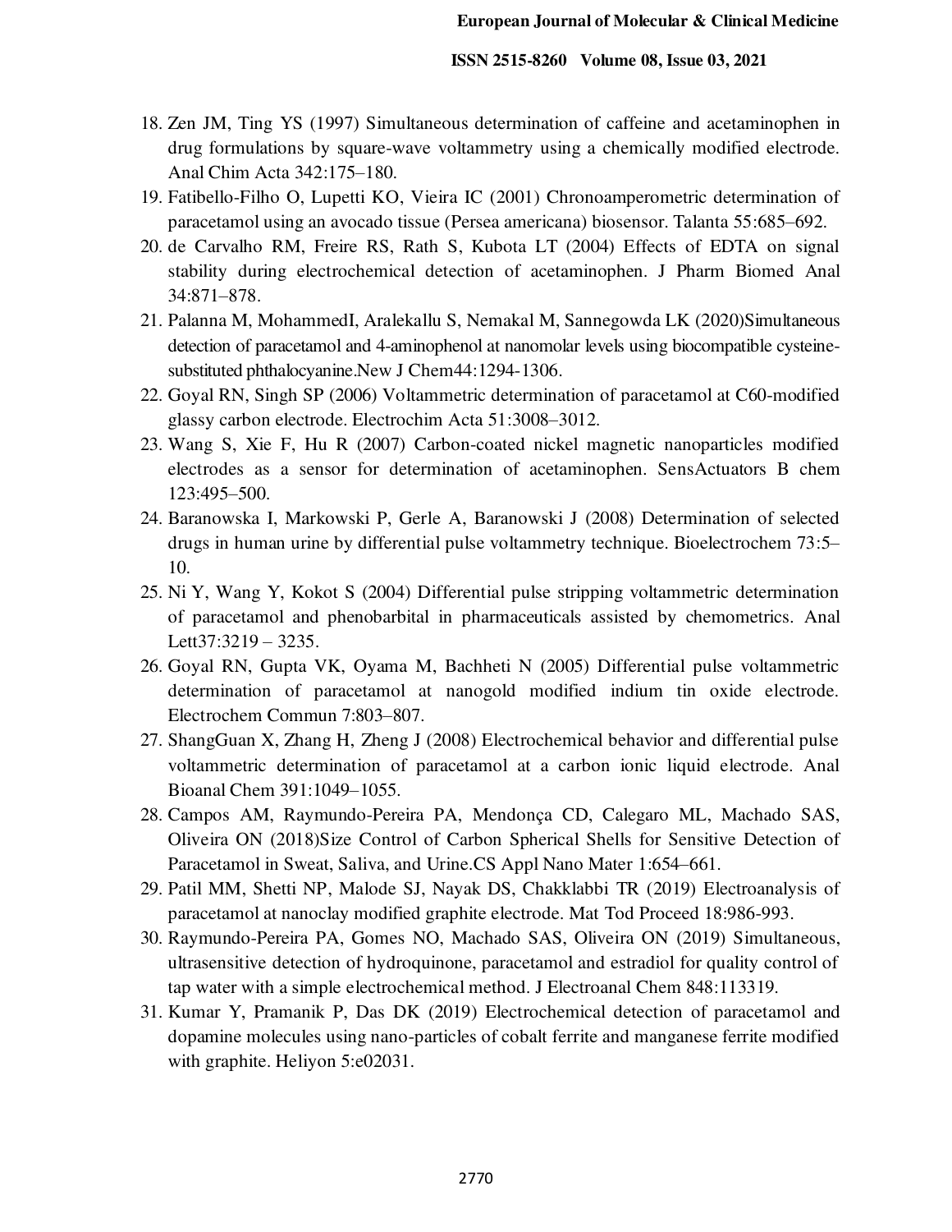18. Zen JM, Ting YS (1997) Simultaneous determination of caffeine and acetaminophen in drug formulations by square-wave voltammetry using a chemically modified electrode. Anal Chim Acta 342:175–180.
19. Fatibello-Filho O, Lupetti KO, Vieira IC (2001) Chronoamperometric determination of paracetamol using an avocado tissue (Persea americana) biosensor. Talanta 55:685–692.
20. de Carvalho RM, Freire RS, Rath S, Kubota LT (2004) Effects of EDTA on signal stability during electrochemical detection of acetaminophen. J Pharm Biomed Anal 34:871–878.
21. Palanna M, MohammedI, Aralekallu S, Nemakal M, Sannegowda LK (2020)Simultaneous detection of paracetamol and 4-aminophenol at nanomolar levels using biocompatible cysteine-substituted phthalocyanine.New J Chem44:1294-1306.
22. Goyal RN, Singh SP (2006) Voltammetric determination of paracetamol at C60-modified glassy carbon electrode. Electrochim Acta 51:3008–3012.
23. Wang S, Xie F, Hu R (2007) Carbon-coated nickel magnetic nanoparticles modified electrodes as a sensor for determination of acetaminophen. SensActuators B chem 123:495–500.
24. Baranowska I, Markowski P, Gerle A, Baranowski J (2008) Determination of selected drugs in human urine by differential pulse voltammetry technique. Bioelectrochem 73:5–10.
25. Ni Y, Wang Y, Kokot S (2004) Differential pulse stripping voltammetric determination of paracetamol and phenobarbital in pharmaceuticals assisted by chemometrics. Anal Lett37:3219 – 3235.
26. Goyal RN, Gupta VK, Oyama M, Bachheti N (2005) Differential pulse voltammetric determination of paracetamol at nanogold modified indium tin oxide electrode. Electrochem Commun 7:803–807.
27. ShangGuan X, Zhang H, Zheng J (2008) Electrochemical behavior and differential pulse voltammetric determination of paracetamol at a carbon ionic liquid electrode. Anal Bioanal Chem 391:1049–1055.
28. Campos AM, Raymundo-Pereira PA, Mendonça CD, Calegaro ML, Machado SAS, Oliveira ON (2018)Size Control of Carbon Spherical Shells for Sensitive Detection of Paracetamol in Sweat, Saliva, and Urine.CS Appl Nano Mater 1:654–661.
29. Patil MM, Shetti NP, Malode SJ, Nayak DS, Chakklabbi TR (2019) Electroanalysis of paracetamol at nanoclay modified graphite electrode. Mat Tod Proceed 18:986-993.
30. Raymundo-Pereira PA, Gomes NO, Machado SAS, Oliveira ON (2019) Simultaneous, ultrasensitive detection of hydroquinone, paracetamol and estradiol for quality control of tap water with a simple electrochemical method. J Electroanal Chem 848:113319.
31. Kumar Y, Pramanik P, Das DK (2019) Electrochemical detection of paracetamol and dopamine molecules using nano-particles of cobalt ferrite and manganese ferrite modified with graphite. Heliyon 5:e02031.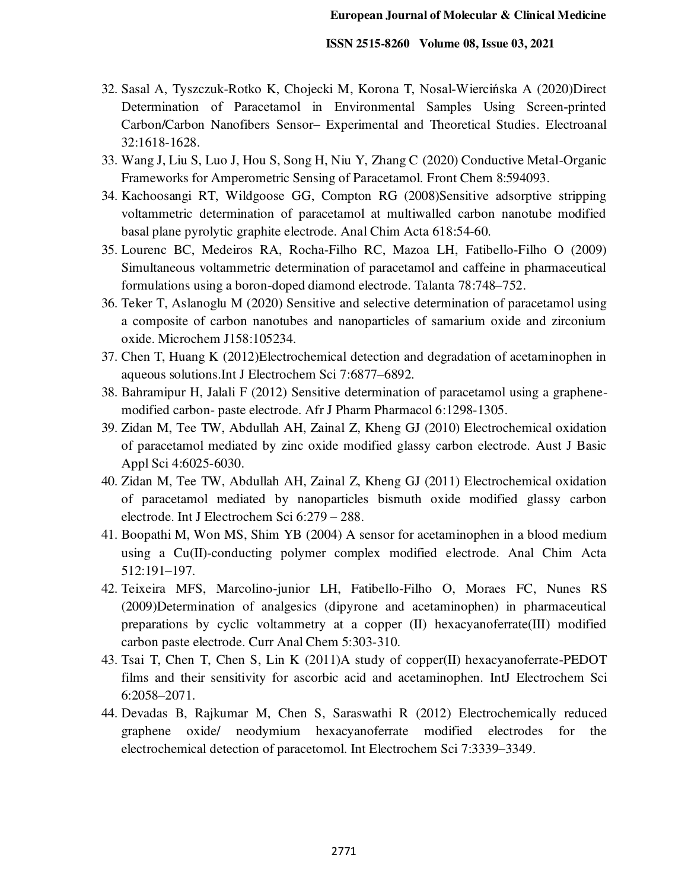32. Sasal A, Tyszczuk-Rotko K, Chojecki M, Korona T, Nosal-Wiercińska A (2020)Direct Determination of Paracetamol in Environmental Samples Using Screen-printed Carbon/Carbon Nanofibers Sensor– Experimental and Theoretical Studies. Electroanal 32:1618-1628.
33. Wang J, Liu S, Luo J, Hou S, Song H, Niu Y, Zhang C (2020) Conductive Metal-Organic Frameworks for Amperometric Sensing of Paracetamol. Front Chem 8:594093.
34. Kachoosangi RT, Wildgoose GG, Compton RG (2008)Sensitive adsorptive stripping voltammetric determination of paracetamol at multiwalled carbon nanotube modified basal plane pyrolytic graphite electrode. Anal Chim Acta 618:54-60.
35. Lourenc BC, Medeiros RA, Rocha-Filho RC, Mazoa LH, Fatibello-Filho O (2009) Simultaneous voltammetric determination of paracetamol and caffeine in pharmaceutical formulations using a boron-doped diamond electrode. Talanta 78:748–752.
36. Teker T, Aslanoglu M (2020) Sensitive and selective determination of paracetamol using a composite of carbon nanotubes and nanoparticles of samarium oxide and zirconium oxide. Microchem J158:105234.
37. Chen T, Huang K (2012)Electrochemical detection and degradation of acetaminophen in aqueous solutions.Int J Electrochem Sci 7:6877–6892.
38. Bahramipur H, Jalali F (2012) Sensitive determination of paracetamol using a graphene-modified carbon- paste electrode. Afr J Pharm Pharmacol 6:1298-1305.
39. Zidan M, Tee TW, Abdullah AH, Zainal Z, Kheng GJ (2010) Electrochemical oxidation of paracetamol mediated by zinc oxide modified glassy carbon electrode. Aust J Basic Appl Sci 4:6025-6030.
40. Zidan M, Tee TW, Abdullah AH, Zainal Z, Kheng GJ (2011) Electrochemical oxidation of paracetamol mediated by nanoparticles bismuth oxide modified glassy carbon electrode. Int J Electrochem Sci 6:279 – 288.
41. Boopathi M, Won MS, Shim YB (2004) A sensor for acetaminophen in a blood medium using a Cu(II)-conducting polymer complex modified electrode. Anal Chim Acta 512:191–197.
42. Teixeira MFS, Marcolino-junior LH, Fatibello-Filho O, Moraes FC, Nunes RS (2009)Determination of analgesics (dipyrone and acetaminophen) in pharmaceutical preparations by cyclic voltammetry at a copper (II) hexacyanoferrate(III) modified carbon paste electrode. Curr Anal Chem 5:303-310.
43. Tsai T, Chen T, Chen S, Lin K (2011)A study of copper(II) hexacyanoferrate-PEDOT films and their sensitivity for ascorbic acid and acetaminophen. IntJ Electrochem Sci 6:2058–2071.
44. Devadas B, Rajkumar M, Chen S, Saraswathi R (2012) Electrochemically reduced graphene oxide/ neodymium hexacyanoferrate modified electrodes for the electrochemical detection of paracetomol. Int Electrochem Sci 7:3339–3349.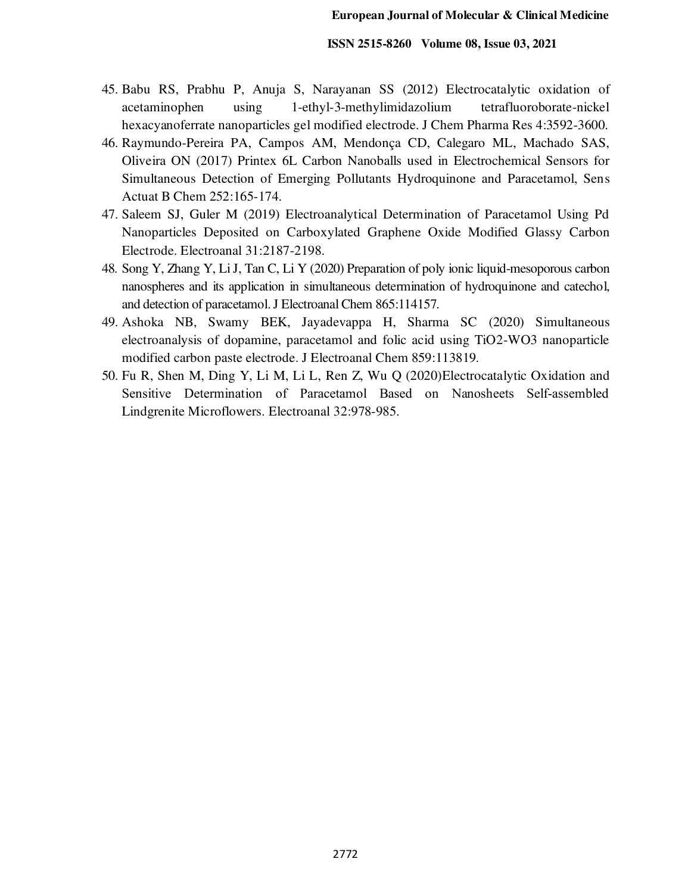45. Babu RS, Prabhu P, Anuja S, Narayanan SS (2012) Electrocatalytic oxidation of acetaminophen using 1-ethyl-3-methylimidazolium tetrafluoroborate-nickel hexacyanoferrate nanoparticles gel modified electrode. J Chem Pharma Res 4:3592-3600.
46. Raymundo-Pereira PA, Campos AM, Mendonça CD, Calegaro ML, Machado SAS, Oliveira ON (2017) Printex 6L Carbon Nanoballs used in Electrochemical Sensors for Simultaneous Detection of Emerging Pollutants Hydroquinone and Paracetamol, Sens Actuat B Chem 252:165-174.
47. Saleem SJ, Guler M (2019) Electroanalytical Determination of Paracetamol Using Pd Nanoparticles Deposited on Carboxylated Graphene Oxide Modified Glassy Carbon Electrode. Electroanal 31:2187-2198.
48. Song Y, Zhang Y, Li J, Tan C, Li Y (2020) Preparation of poly ionic liquid-mesoporous carbon nanospheres and its application in simultaneous determination of hydroquinone and catechol, and detection of paracetamol. J Electroanal Chem 865:114157.
49. Ashoka NB, Swamy BEK, Jayadevappa H, Sharma SC (2020) Simultaneous electroanalysis of dopamine, paracetamol and folic acid using TiO2-WO3 nanoparticle modified carbon paste electrode. J Electroanal Chem 859:113819.
50. Fu R, Shen M, Ding Y, Li M, Li L, Ren Z, Wu Q (2020)Electrocatalytic Oxidation and Sensitive Determination of Paracetamol Based on Nanosheets Self-assembled Lindgrenite Microflowers. Electroanal 32:978-985.